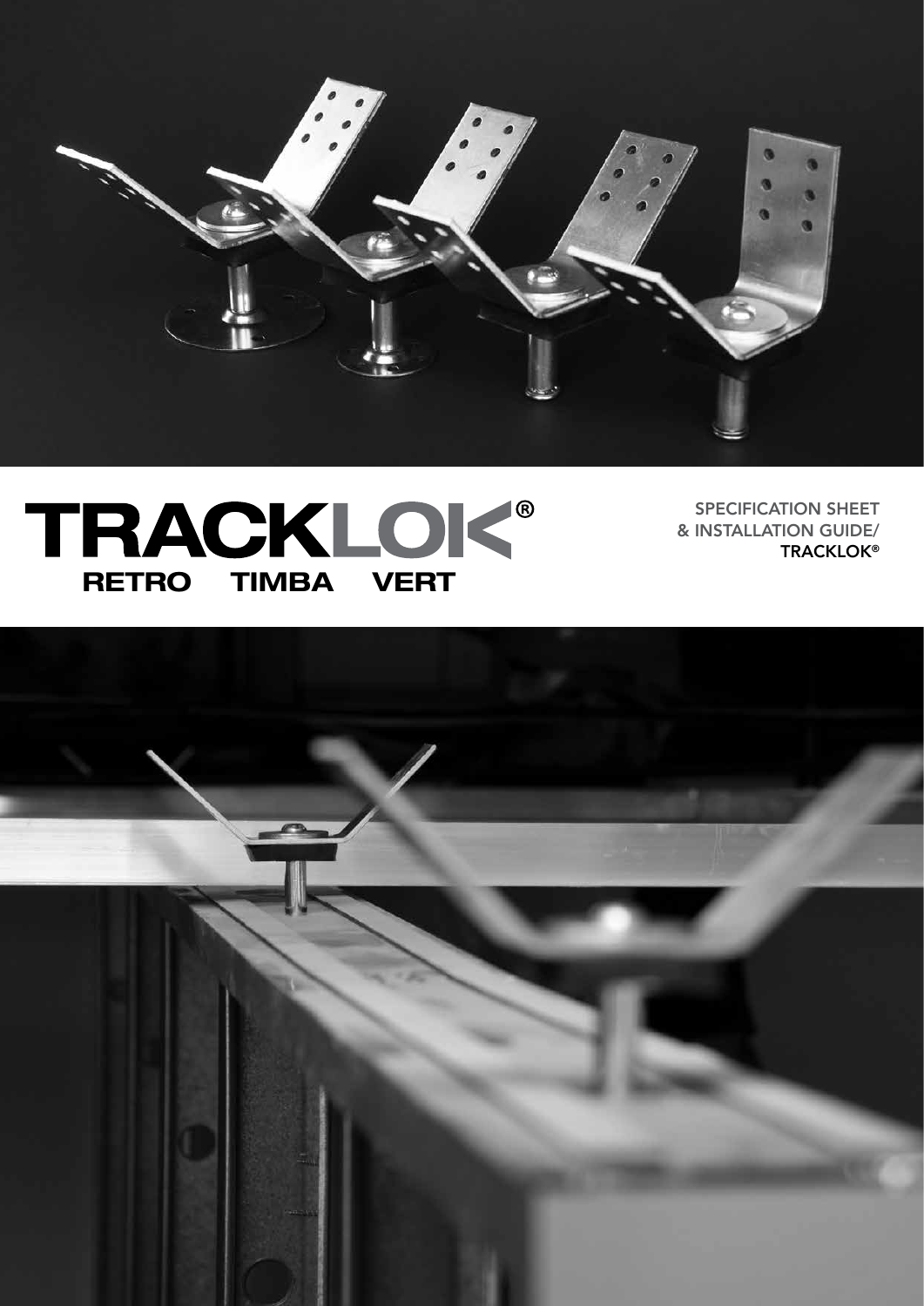# TRACKLOK®

**RETRO TIMBA VERT**

SPECIFICATION SHEET
& INSTALLATION GUIDE/
TRACKLOK®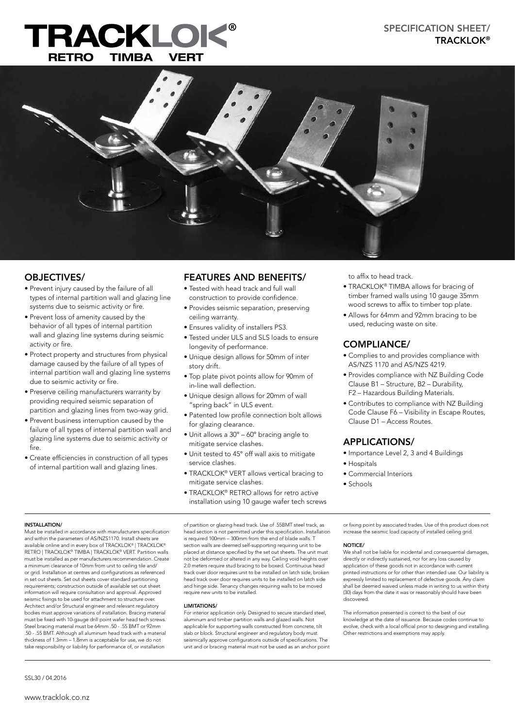# TRACKLOK®

**RETRO TIMBA VERT**

SPECIFICATION SHEET/ **TRACKLOK®**

## OBJECTIVES/

- Prevent injury caused by the failure of all types of internal partition wall and glazing line systems due to seismic activity or fire.
- Prevent loss of amenity caused by the behavior of all types of internal partition wall and glazing line systems during seismic activity or fire.
- Protect property and structures from physical damage caused by the failure of all types of internal partition wall and glazing line systems due to seismic activity or fire.
- Preserve ceiling manufacturers warranty by providing required seismic separation of partition and glazing lines from two-way grid.
- Prevent business interruption caused by the failure of all types of internal partition wall and glazing line systems due to seismic activity or fire.
- Create efficiencies in construction of all types of internal partition wall and glazing lines.

## FEATURES AND BENEFITS/

- Tested with head track and full wall construction to provide confidence.
- Provides seismic separation, preserving ceiling warranty.
- Ensures validity of installers PS3.
- Tested under ULS and SLS loads to ensure longevity of performance.
- Unique design allows for 50mm of inter story drift.
- Top plate pivot points allow for 90mm of in-line wall deflection.
- Unique design allows for 20mm of wall "spring back" in ULS event.
- Patented low profile connection bolt allows for glazing clearance.
- Unit allows a 30° – 60° bracing angle to mitigate service clashes.
- Unit tested to 45° off wall axis to mitigate service clashes.
- TRACKLOK® VERT allows vertical bracing to mitigate service clashes.
- TRACKLOK® RETRO allows for retro active installation using 10 gauge wafer tech screws to affix to head track.
- TRACKLOK® TIMBA allows for bracing of timber framed walls using 10 gauge 35mm wood screws to affix to timber top plate.
- Allows for 64mm and 92mm bracing to be used, reducing waste on site.

## COMPLIANCE/

- Complies to and provides compliance with AS/NZS 1170 and AS/NZS 4219.
- Provides compliance with NZ Building Code Clause B1 – Structure, B2 – Durability, F2 – Hazardous Building Materials.
- Contributes to compliance with NZ Building Code Clause F6 – Visibility in Escape Routes, Clause D1 – Access Routes.

## APPLICATIONS/

- Importance Level 2, 3 and 4 Buildings
- Hospitals
- Commercial Interiors
- Schools

#### INSTALLATION/

Must be installed in accordance with manufacturers specification and within the parameters of AS/NZS1170. Install sheets are available online and in every box of TRACKLOK® | TRACKLOK® RETRO | TRACKLOK® TIMBA | TRACKLOK® VERT. Partition walls must be installed as per manufacturers recommendation. Create a minimum clearance of 10mm from unit to ceiling tile and/or grid. Installation at centres and configurations as referenced in set out sheets. Set out sheets cover standard partitioning requirements; construction outside of available set out sheet information will require consultation and approval. Approved seismic fixings to be used for attachment to structure over. Architect and/or Structural engineer and relevant regulatory bodies must approve variations of installation. Bracing material must be fixed with 10-gauge drill point wafer head tech screws. Steel bracing material must be 64mm .50 - .55 BMT or 92mm .50 - .55 BMT. Although all aluminum head track with a material thickness of 1.3mm – 1.8mm is acceptable for use, we do not take responsibility or liability for performance of, or installation of partition or glazing head track. Use of .55BMT steel track, as head section is not permitted under this specification. Installation is required 100mm – 300mm from the end of blade walls. T section walls are deemed self-supporting requiring unit to be placed at distance specified by the set out sheets. The unit must not be deformed or altered in any way. Ceiling void heights over 2.0 meters require stud bracing to be boxed. Continuous head track over door requires unit to be installed on latch side, broken head track over door requires units to be installed on latch side and hinge side. Tenancy changes requiring walls to be moved require new units to be installed.

#### LIMITATIONS/

For interior application only. Designed to secure standard steel, aluminum and timber partition walls and glazed walls. Not applicable for supporting walls constructed from concrete, tilt slab or block. Structural engineer and regulatory body must seismically approve configurations outside of specifications. The unit and or bracing material must not be used as an anchor point or fixing point by associated trades. Use of this product does not increase the seismic load capacity of installed ceiling grid.

#### NOTICE/

We shall not be liable for incidental and consequential damages, directly or indirectly sustained, nor for any loss caused by application of these goods not in accordance with current printed instructions or for other than intended use. Our liability is expressly limited to replacement of defective goods. Any claim shall be deemed waived unless made in writing to us within thirty (30) days from the date it was or reasonably should have been discovered.

The information presented is correct to the best of our knowledge at the date of issuance. Because codes continue to evolve, check with a local official prior to designing and installing. Other restrictions and exemptions may apply.

SSL30 / 04.2016

www.tracklok.co.nz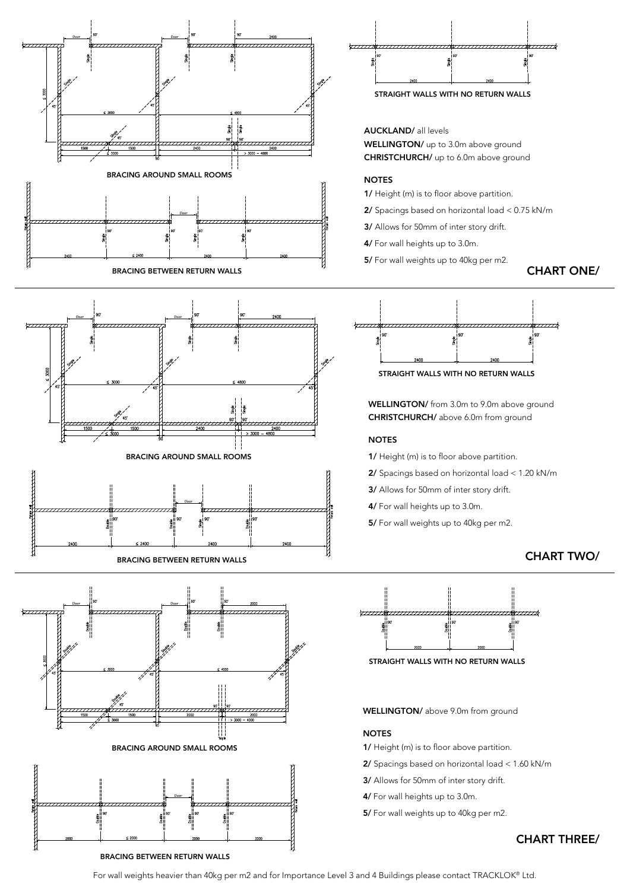BRACING AROUND SMALL ROOMS

BRACING BETWEEN RETURN WALLS

STRAIGHT WALLS WITH NO RETURN WALLS

**AUCKLAND/** all levels
**WELLINGTON/** up to 3.0m above ground
**CHRISTCHURCH/** up to 6.0m above ground

**NOTES**

**1/** Height (m) is to floor above partition.
**2/** Spacings based on horizontal load < 0.75 kN/m
**3/** Allows for 50mm of inter story drift.
**4/** For wall heights up to 3.0m.
**5/** For wall weights up to 40kg per m2.

## CHART ONE/

BRACING AROUND SMALL ROOMS

BRACING BETWEEN RETURN WALLS

STRAIGHT WALLS WITH NO RETURN WALLS

**WELLINGTON/** from 3.0m to 9.0m above ground
**CHRISTCHURCH/** above 6.0m from ground

**NOTES**

**1/** Height (m) is to floor above partition.
**2/** Spacings based on horizontal load < 1.20 kN/m
**3/** Allows for 50mm of inter story drift.
**4/** For wall heights up to 3.0m.
**5/** For wall weights up to 40kg per m2.

## CHART TWO/

BRACING AROUND SMALL ROOMS

BRACING BETWEEN RETURN WALLS

STRAIGHT WALLS WITH NO RETURN WALLS

**WELLINGTON/** above 9.0m from ground

**NOTES**

**1/** Height (m) is to floor above partition.
**2/** Spacings based on horizontal load < 1.60 kN/m
**3/** Allows for 50mm of inter story drift.
**4/** For wall heights up to 3.0m.
**5/** For wall weights up to 40kg per m2.

## CHART THREE/

For wall weights heavier than 40kg per m2 and for Importance Level 3 and 4 Buildings please contact TRACKLOK® Ltd.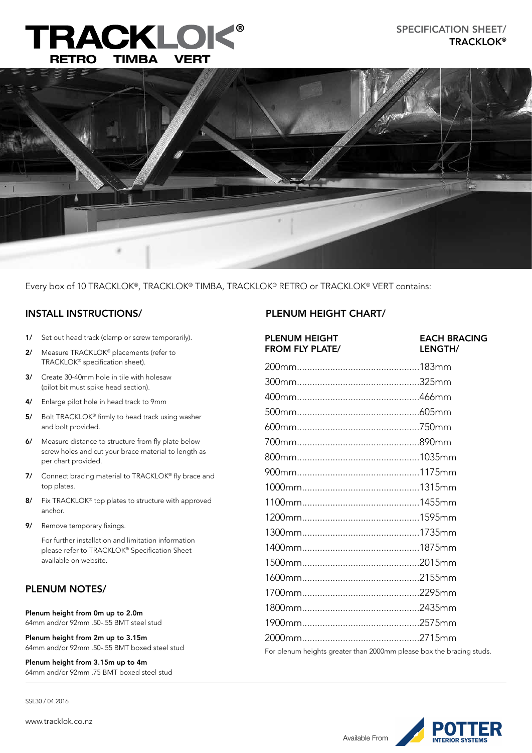# TRACKLOK®

**RETRO TIMBA VERT**

SPECIFICATION SHEET/
**TRACKLOK®**

Every box of 10 TRACKLOK®, TRACKLOK® TIMBA, TRACKLOK® RETRO or TRACKLOK® VERT contains:

## INSTALL INSTRUCTIONS/

1/ Set out head track (clamp or screw temporarily).

2/ Measure TRACKLOK® placements (refer to TRACKLOK® specification sheet).

3/ Create 30-40mm hole in tile with holesaw (pilot bit must spike head section).

4/ Enlarge pilot hole in head track to 9mm

5/ Bolt TRACKLOK® firmly to head track using washer and bolt provided.

6/ Measure distance to structure from fly plate below screw holes and cut your brace material to length as per chart provided.

7/ Connect bracing material to TRACKLOK® fly brace and top plates.

8/ Fix TRACKLOK® top plates to structure with approved anchor.

9/ Remove temporary fixings.

For further installation and limitation information please refer to TRACKLOK® Specification Sheet available on website.

## PLENUM NOTES/

**Plenum height from 0m up to 2.0m**
64mm and/or 92mm .50-.55 BMT steel stud

**Plenum height from 2m up to 3.15m**
64mm and/or 92mm .50-.55 BMT boxed steel stud

**Plenum height from 3.15m up to 4m**
64mm and/or 92mm .75 BMT boxed steel stud

## PLENUM HEIGHT CHART/

| PLENUM HEIGHT FROM FLY PLATE/ | EACH BRACING LENGTH/ |
|---|---|
| 200mm | 183mm |
| 300mm | 325mm |
| 400mm | 466mm |
| 500mm | 605mm |
| 600mm | 750mm |
| 700mm | 890mm |
| 800mm | 1035mm |
| 900mm | 1175mm |
| 1000mm | 1315mm |
| 1100mm | 1455mm |
| 1200mm | 1595mm |
| 1300mm | 1735mm |
| 1400mm | 1875mm |
| 1500mm | 2015mm |
| 1600mm | 2155mm |
| 1700mm | 2295mm |
| 1800mm | 2435mm |
| 1900mm | 2575mm |
| 2000mm | 2715mm |

For plenum heights greater than 2000mm please box the bracing studs.

SSL30 / 04.2016

www.tracklok.co.nz

Available From POTTER INTERIOR SYSTEMS